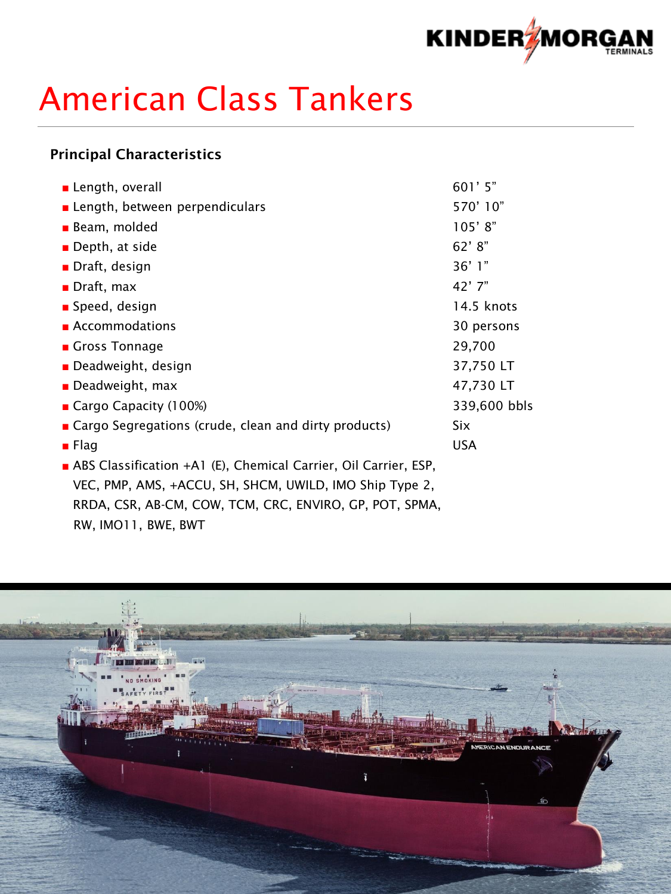# American Class Tankers

## Principal Characteristics

- Length, overall — 601' 5"
- Length, between perpendiculars — 570' 10"
- Beam, molded — 105' 8"
- Depth, at side — 62' 8"
- Draft, design — 36' 1"
- Draft, max — 42' 7"
- Speed, design — 14.5 knots
- Accommodations — 30 persons
- Gross Tonnage — 29,700
- Deadweight, design — 37,750 LT
- Deadweight, max — 47,730 LT
- Cargo Capacity (100%) — 339,600 bbls
- Cargo Segregations (crude, clean and dirty products) — Six
- Flag — USA
- ABS Classification +A1 (E), Chemical Carrier, Oil Carrier, ESP, VEC, PMP, AMS, +ACCU, SH, SHCM, UWILD, IMO Ship Type 2, RRDA, CSR, AB-CM, COW, TCM, CRC, ENVIRO, GP, POT, SPMA, RW, IMO11, BWE, BWT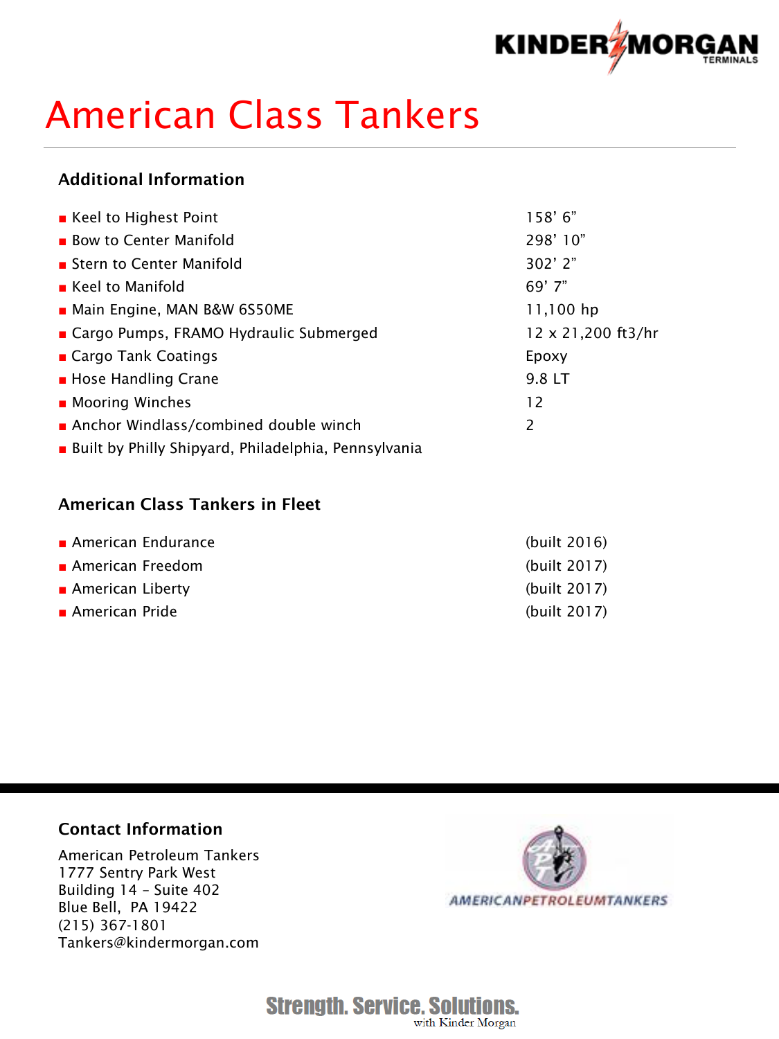# American Class Tankers

## Additional Information

| | |
|---|---|
| Keel to Highest Point | 158' 6" |
| Bow to Center Manifold | 298' 10" |
| Stern to Center Manifold | 302' 2" |
| Keel to Manifold | 69' 7" |
| Main Engine, MAN B&W 6S50ME | 11,100 hp |
| Cargo Pumps, FRAMO Hydraulic Submerged | 12 x 21,200 ft3/hr |
| Cargo Tank Coatings | Epoxy |
| Hose Handling Crane | 9.8 LT |
| Mooring Winches | 12 |
| Anchor Windlass/combined double winch | 2 |
| Built by Philly Shipyard, Philadelphia, Pennsylvania | |

## American Class Tankers in Fleet

| | |
|---|---|
| American Endurance | (built 2016) |
| American Freedom | (built 2017) |
| American Liberty | (built 2017) |
| American Pride | (built 2017) |

## Contact Information

American Petroleum Tankers
1777 Sentry Park West
Building 14 – Suite 402
Blue Bell, PA 19422
(215) 367-1801
Tankers@kindermorgan.com

AMERICANPETROLEUMTANKERS

Strength. Service. Solutions.
with Kinder Morgan